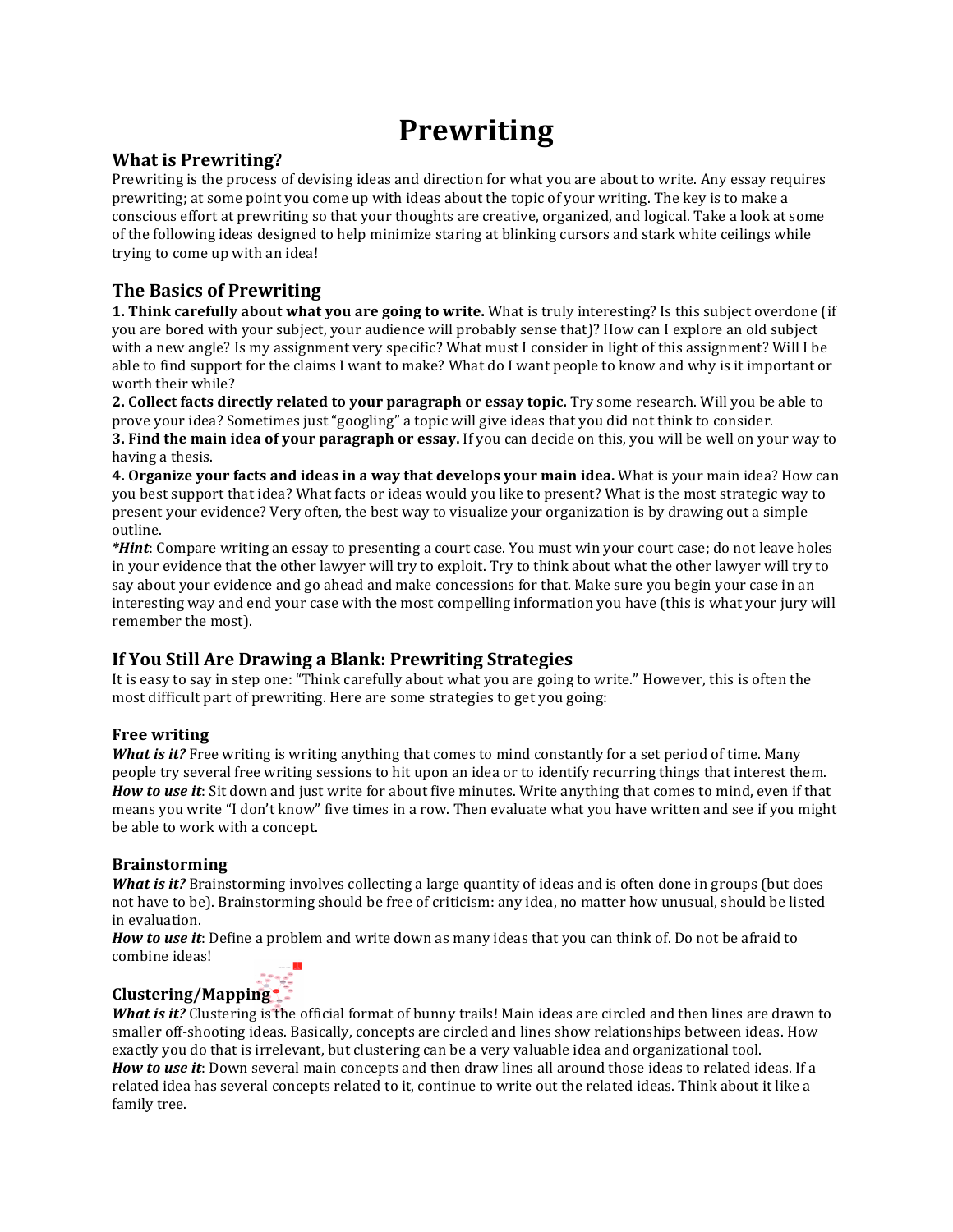# Prewriting

## What is Prewriting?

Prewriting is the process of devising ideas and direction for what you are about to write. Any essay requires prewriting; at some point you come up with ideas about the topic of your writing. The key is to make a conscious effort at prewriting so that your thoughts are creative, organized, and logical. Take a look at some of the following ideas designed to help minimize staring at blinking cursors and stark white ceilings while trying to come up with an idea!

## The Basics of Prewriting

**1. Think carefully about what you are going to write.** What is truly interesting? Is this subject overdone (if you are bored with your subject, your audience will probably sense that)? How can I explore an old subject with a new angle? Is my assignment very specific? What must I consider in light of this assignment? Will I be able to find support for the claims I want to make? What do I want people to know and why is it important or worth their while?

**2. Collect facts directly related to your paragraph or essay topic.** Try some research. Will you be able to prove your idea? Sometimes just "googling" a topic will give ideas that you did not think to consider.

**3. Find the main idea of your paragraph or essay.** If you can decide on this, you will be well on your way to having a thesis.

**4. Organize your facts and ideas in a way that develops your main idea.** What is your main idea? How can you best support that idea? What facts or ideas would you like to present? What is the most strategic way to present your evidence? Very often, the best way to visualize your organization is by drawing out a simple outline.

***Hint***: Compare writing an essay to presenting a court case. You must win your court case; do not leave holes in your evidence that the other lawyer will try to exploit. Try to think about what the other lawyer will try to say about your evidence and go ahead and make concessions for that. Make sure you begin your case in an interesting way and end your case with the most compelling information you have (this is what your jury will remember the most).

## If You Still Are Drawing a Blank: Prewriting Strategies

It is easy to say in step one: "Think carefully about what you are going to write." However, this is often the most difficult part of prewriting. Here are some strategies to get you going:

### Free writing

***What is it?*** Free writing is writing anything that comes to mind constantly for a set period of time. Many people try several free writing sessions to hit upon an idea or to identify recurring things that interest them.

***How to use it***: Sit down and just write for about five minutes. Write anything that comes to mind, even if that means you write "I don't know" five times in a row. Then evaluate what you have written and see if you might be able to work with a concept.

### Brainstorming

***What is it?*** Brainstorming involves collecting a large quantity of ideas and is often done in groups (but does not have to be). Brainstorming should be free of criticism: any idea, no matter how unusual, should be listed in evaluation.

***How to use it***: Define a problem and write down as many ideas that you can think of. Do not be afraid to combine ideas!

### Clustering/Mapping

***What is it?*** Clustering is the official format of bunny trails! Main ideas are circled and then lines are drawn to smaller off-shooting ideas. Basically, concepts are circled and lines show relationships between ideas. How exactly you do that is irrelevant, but clustering can be a very valuable idea and organizational tool.

***How to use it***: Down several main concepts and then draw lines all around those ideas to related ideas. If a related idea has several concepts related to it, continue to write out the related ideas. Think about it like a family tree.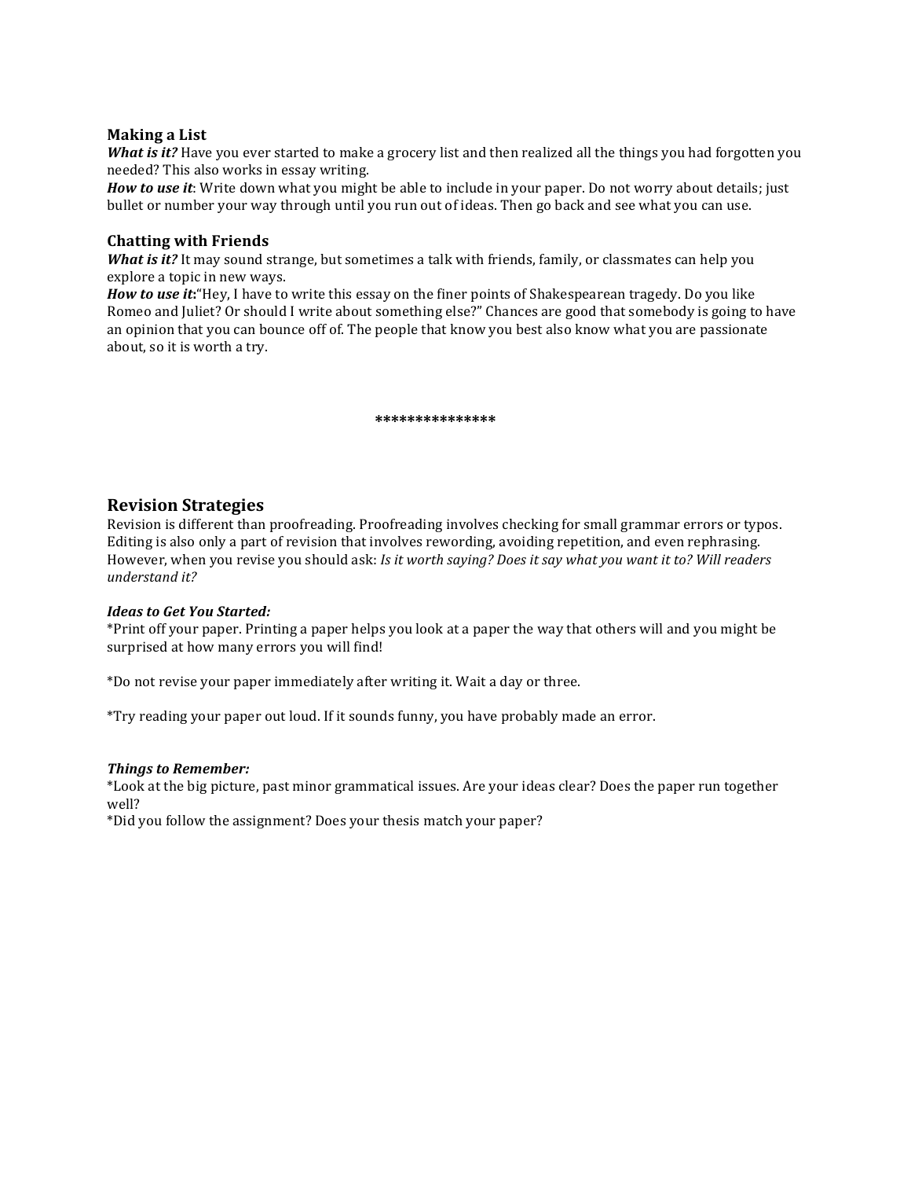### Making a List

***What is it?*** Have you ever started to make a grocery list and then realized all the things you had forgotten you needed? This also works in essay writing.

***How to use it***: Write down what you might be able to include in your paper. Do not worry about details; just bullet or number your way through until you run out of ideas. Then go back and see what you can use.

### Chatting with Friends

***What is it?*** It may sound strange, but sometimes a talk with friends, family, or classmates can help you explore a topic in new ways.

***How to use it*:**"Hey, I have to write this essay on the finer points of Shakespearean tragedy. Do you like Romeo and Juliet? Or should I write about something else?" Chances are good that somebody is going to have an opinion that you can bounce off of. The people that know you best also know what you are passionate about, so it is worth a try.

***************

## Revision Strategies

Revision is different than proofreading. Proofreading involves checking for small grammar errors or typos. Editing is also only a part of revision that involves rewording, avoiding repetition, and even rephrasing. However, when you revise you should ask: *Is it worth saying? Does it say what you want it to? Will readers understand it?*

***Ideas to Get You Started:***

*Print off your paper. Printing a paper helps you look at a paper the way that others will and you might be surprised at how many errors you will find!

*Do not revise your paper immediately after writing it. Wait a day or three.

*Try reading your paper out loud. If it sounds funny, you have probably made an error.

***Things to Remember:***

*Look at the big picture, past minor grammatical issues. Are your ideas clear? Does the paper run together well?

*Did you follow the assignment? Does your thesis match your paper?